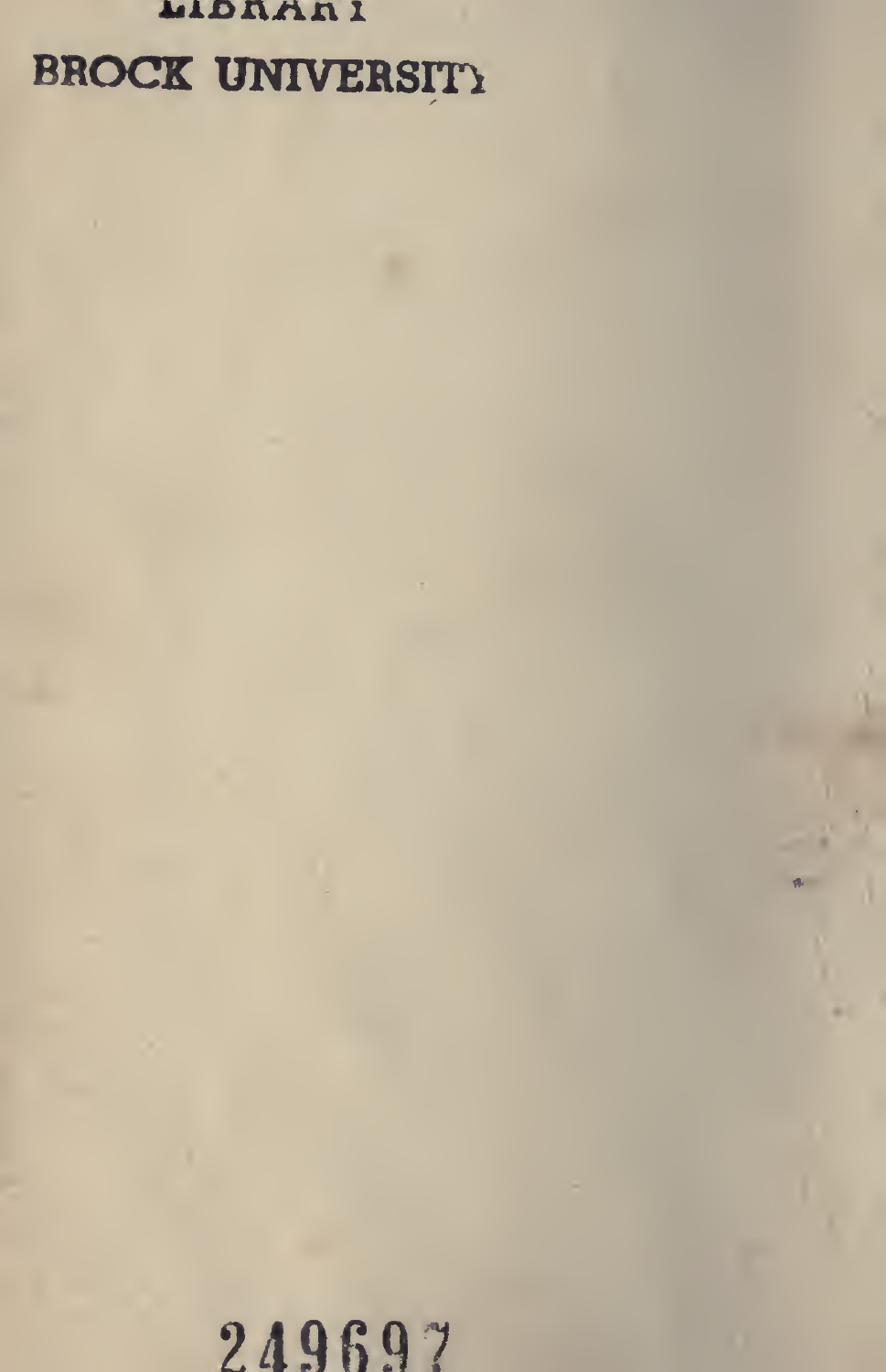LIBRARY
BROCK UNIVERSITY

249697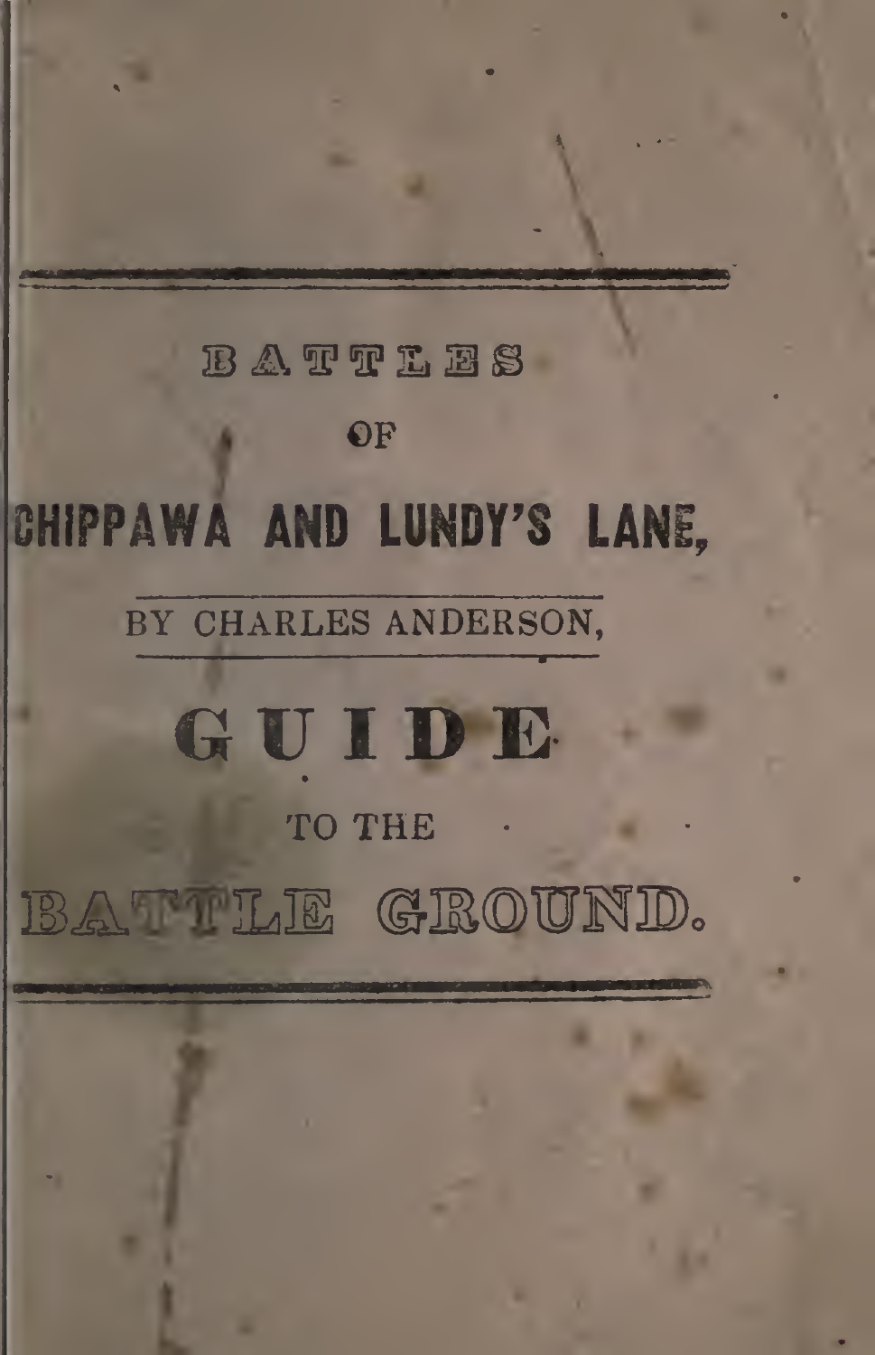---

# BATTLES

OF

# CHIPPAWA AND LUNDY'S LANE,

BY CHARLES ANDERSON,

# GUIDE

TO THE

# BATTLE GROUND.

---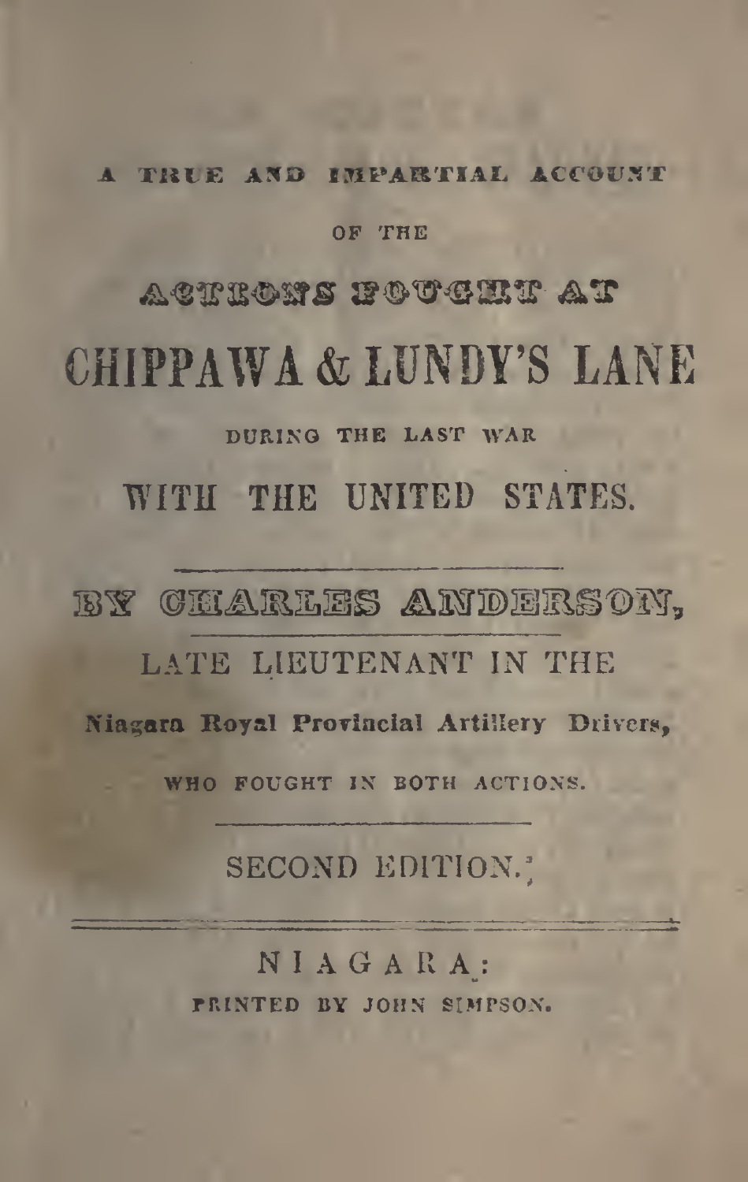A TRUE AND IMPARTIAL ACCOUNT

OF THE

# ACTIONS FOUGHT AT

# CHIPPAWA & LUNDY'S LANE

DURING THE LAST WAR

## WITH THE UNITED STATES.

---

BY CHARLES ANDERSON,

LATE LIEUTENANT IN THE

**Niagara Royal Provincial Artillery Drivers,**

WHO FOUGHT IN BOTH ACTIONS.

---

SECOND EDITION.

---

NIAGARA:

PRINTED BY JOHN SIMPSON.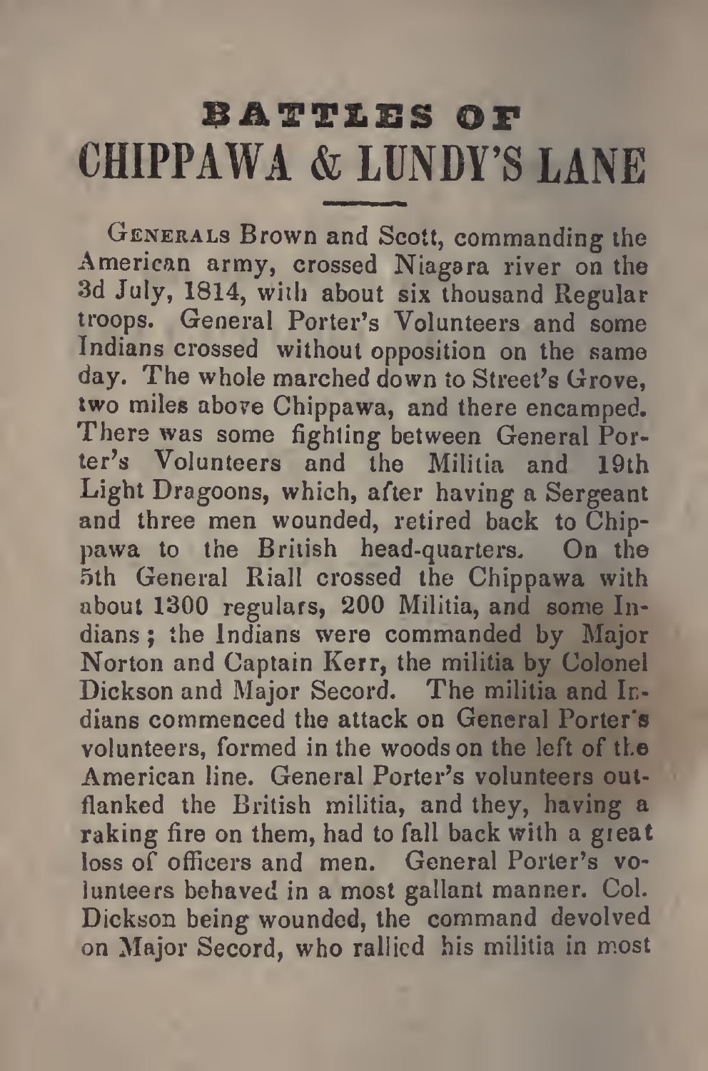# BATTLES OF CHIPPAWA & LUNDY'S LANE

Generals Brown and Scott, commanding the American army, crossed Niagara river on the 3d July, 1814, with about six thousand Regular troops. General Porter's Volunteers and some Indians crossed without opposition on the same day. The whole marched down to Street's Grove, two miles above Chippawa, and there encamped. There was some fighting between General Porter's Volunteers and the Militia and 19th Light Dragoons, which, after having a Sergeant and three men wounded, retired back to Chippawa to the British head-quarters. On the 5th General Riall crossed the Chippawa with about 1300 regulars, 200 Militia, and some Indians; the Indians were commanded by Major Norton and Captain Kerr, the militia by Colonel Dickson and Major Secord. The militia and Indians commenced the attack on General Porter's volunteers, formed in the woods on the left of the American line. General Porter's volunteers outflanked the British militia, and they, having a raking fire on them, had to fall back with a great loss of officers and men. General Porter's volunteers behaved in a most gallant manner. Col. Dickson being wounded, the command devolved on Major Secord, who rallied his militia in most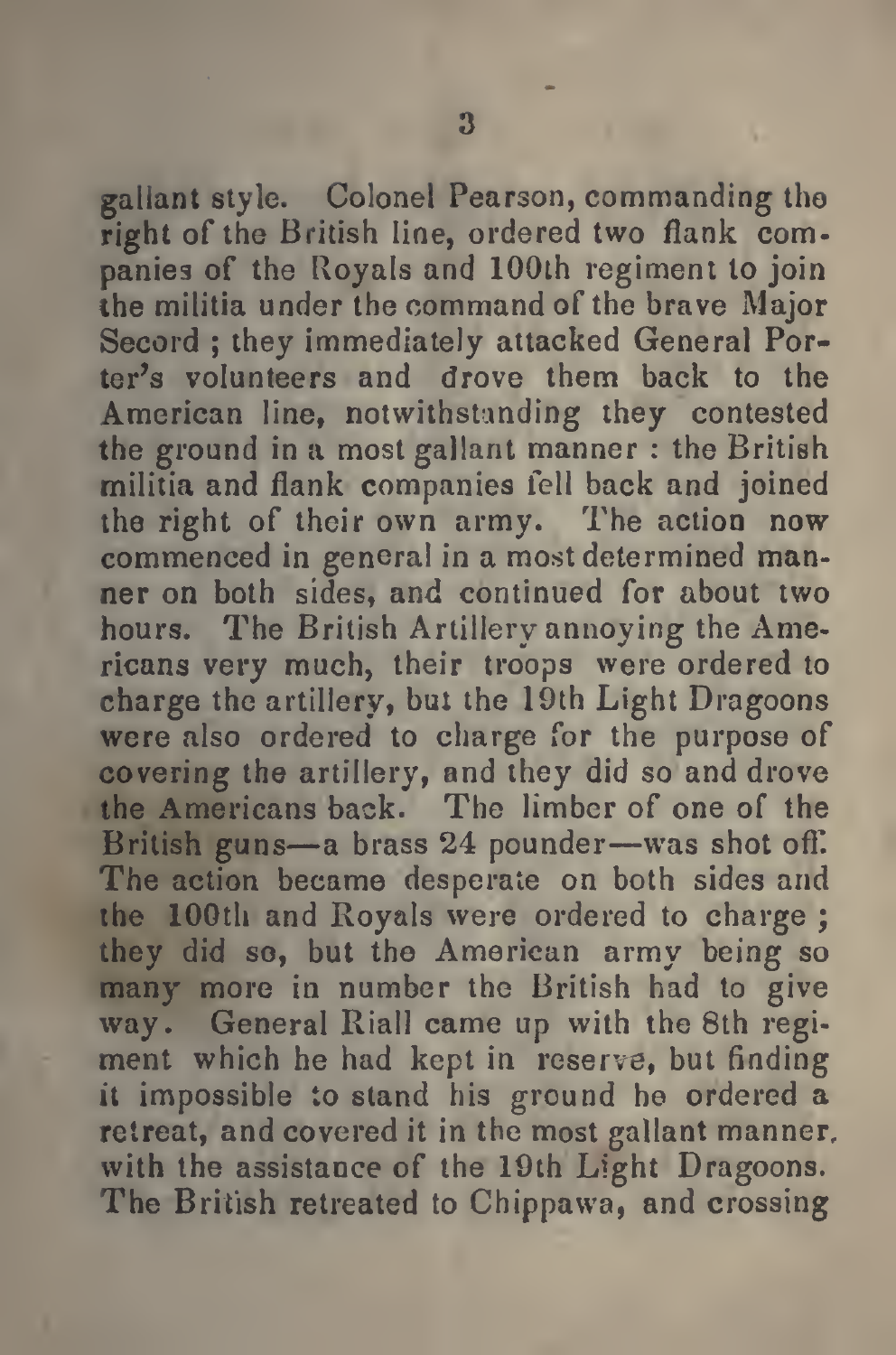gallant style. Colonel Pearson, commanding the right of the British line, ordered two flank companies of the Royals and 100th regiment to join the militia under the command of the brave Major Secord ; they immediately attacked General Porter's volunteers and drove them back to the American line, notwithstanding they contested the ground in a most gallant manner : the British militia and flank companies fell back and joined the right of their own army. The action now commenced in general in a most determined manner on both sides, and continued for about two hours. The British Artillery annoying the Americans very much, their troops were ordered to charge the artillery, but the 19th Light Dragoons were also ordered to charge for the purpose of covering the artillery, and they did so and drove the Americans back. The limber of one of the British guns—a brass 24 pounder—was shot off. The action became desperate on both sides and the 100th and Royals were ordered to charge ; they did so, but the American army being so many more in number the British had to give way. General Riall came up with the 8th regiment which he had kept in reserve, but finding it impossible to stand his ground he ordered a retreat, and covered it in the most gallant manner, with the assistance of the 19th Light Dragoons. The British retreated to Chippawa, and crossing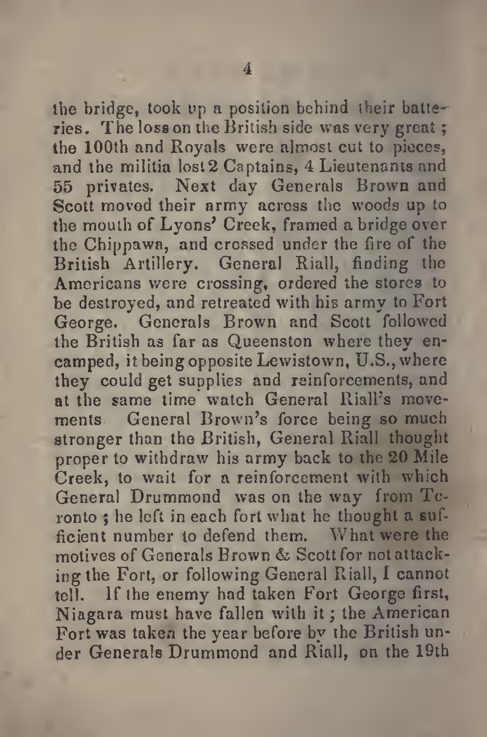the bridge, took up a position behind their batteries. The loss on the British side was very great; the 100th and Royals were almost cut to pieces, and the militia lost 2 Captains, 4 Lieutenants and 55 privates. Next day Generals Brown and Scott moved their army across the woods up to the mouth of Lyons' Creek, framed a bridge over the Chippawa, and crossed under the fire of the British Artillery. General Riall, finding the Americans were crossing, ordered the stores to be destroyed, and retreated with his army to Fort George. Generals Brown and Scott followed the British as far as Queenston where they encamped, it being opposite Lewistown, U.S., where they could get supplies and reinforcements, and at the same time watch General Riall's movements. General Brown's force being so much stronger than the British, General Riall thought proper to withdraw his army back to the 20 Mile Creek, to wait for a reinforcement with which General Drummond was on the way from Toronto; he left in each fort what he thought a sufficient number to defend them. What were the motives of Generals Brown & Scott for not attacking the Fort, or following General Riall, I cannot tell. If the enemy had taken Fort George first, Niagara must have fallen with it; the American Fort was taken the year before by the British under Generals Drummond and Riall, on the 19th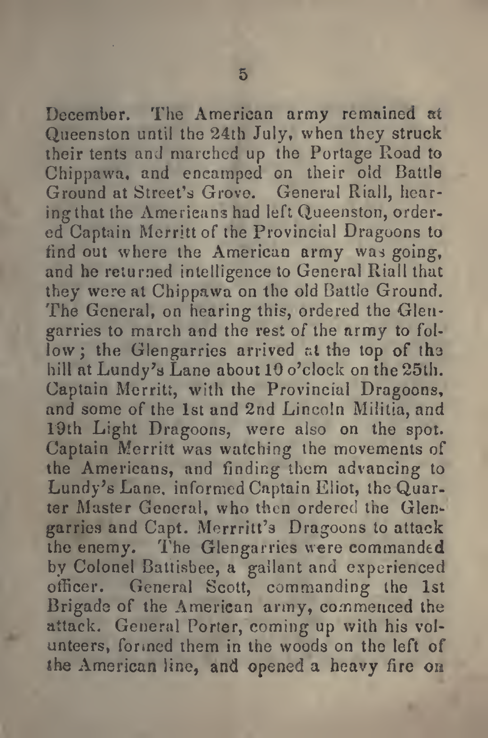December. The American army remained at Queenston until the 24th July, when they struck their tents and marched up the Portage Road to Chippawa, and encamped on their old Battle Ground at Street's Grove. General Riall, hearing that the Americans had left Queenston, ordered Captain Merritt of the Provincial Dragoons to find out where the American army was going, and he returned intelligence to General Riall that they were at Chippawa on the old Battle Ground. The General, on hearing this, ordered the Glengarries to march and the rest of the army to follow; the Glengarries arrived at the top of the hill at Lundy's Lane about 10 o'clock on the 25th. Captain Merritt, with the Provincial Dragoons, and some of the 1st and 2nd Lincoln Militia, and 19th Light Dragoons, were also on the spot. Captain Merritt was watching the movements of the Americans, and finding them advancing to Lundy's Lane, informed Captain Eliot, the Quarter Master General, who then ordered the Glengarries and Capt. Merrritt's Dragoons to attack the enemy. The Glengarries were commanded by Colonel Battisbee, a gallant and experienced officer. General Scott, commanding the 1st Brigade of the American army, commenced the attack. General Porter, coming up with his volunteers, formed them in the woods on the left of the American line, and opened a heavy fire on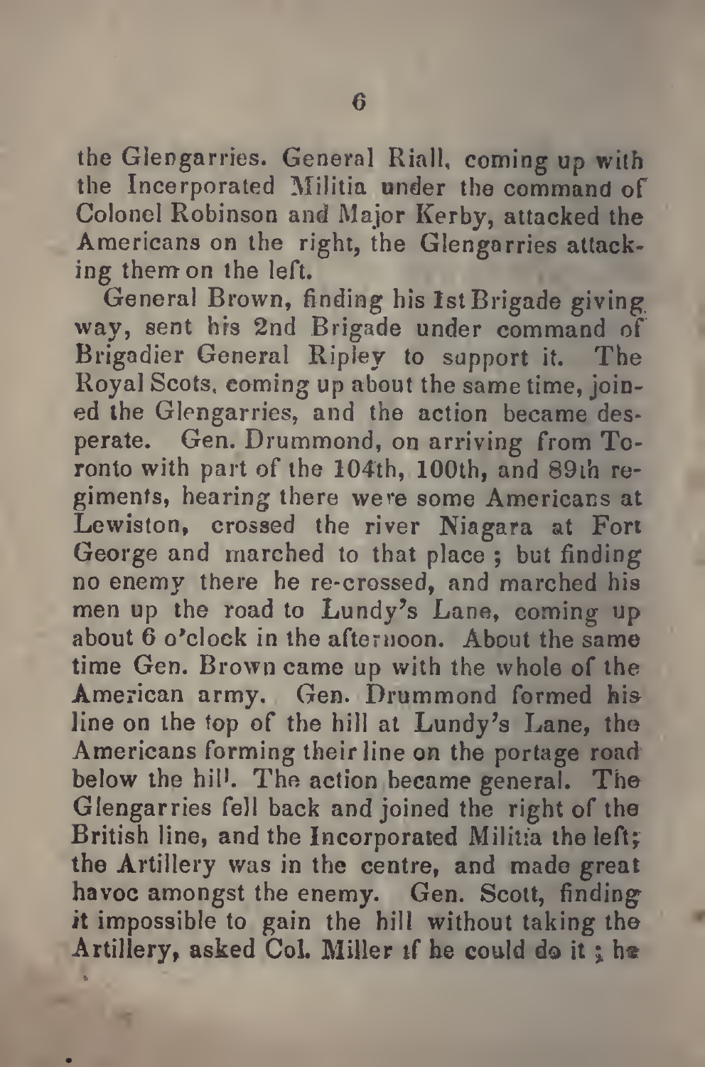the Glengarries. General Riall, coming up with the Incerporated Militia under the command of Colonel Robinson and Major Kerby, attacked the Americans on the right, the Glengarries attacking them on the left.

General Brown, finding his 1st Brigade giving way, sent his 2nd Brigade under command of Brigadier General Ripley to support it. The Royal Scots, coming up about the same time, joined the Glengarries, and the action became desperate. Gen. Drummond, on arriving from Toronto with part of the 104th, 100th, and 89th regiments, hearing there were some Americans at Lewiston, crossed the river Niagara at Fort George and marched to that place; but finding no enemy there he re-crossed, and marched his men up the road to Lundy's Lane, coming up about 6 o'clock in the afternoon. About the same time Gen. Brown came up with the whole of the American army. Gen. Drummond formed his line on the top of the hill at Lundy's Lane, the Americans forming their line on the portage road below the hill. The action became general. The Glengarries fell back and joined the right of the British line, and the Incorporated Militia the left; the Artillery was in the centre, and made great havoc amongst the enemy. Gen. Scott, finding it impossible to gain the hill without taking the Artillery, asked Col. Miller if he could do it; he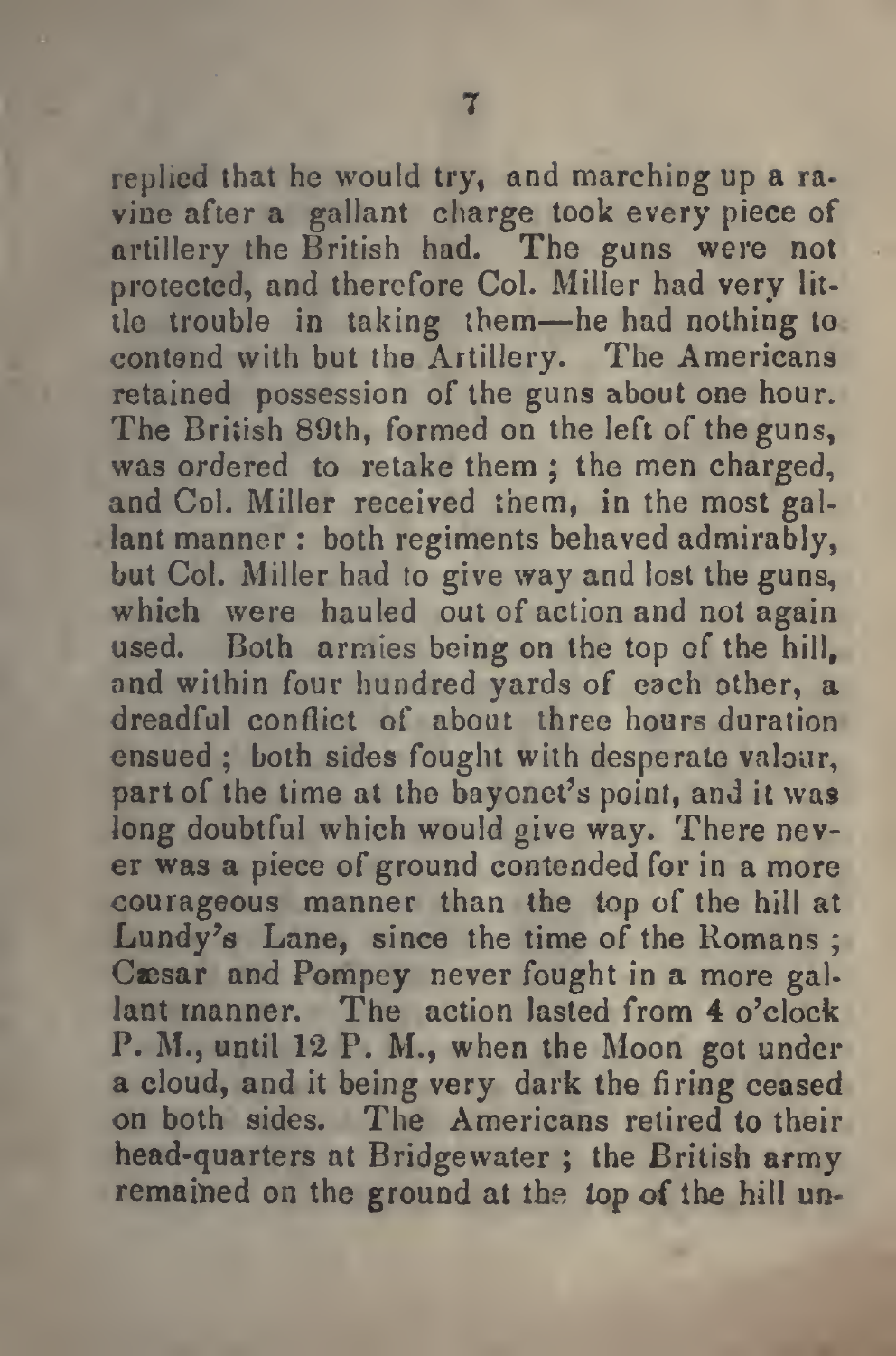replied that he would try, and marching up a ravine after a gallant charge took every piece of artillery the British had. The guns were not protected, and therefore Col. Miller had very little trouble in taking them—he had nothing to contend with but the Artillery. The Americans retained possession of the guns about one hour. The British 89th, formed on the left of the guns, was ordered to retake them ; the men charged, and Col. Miller received them, in the most gallant manner : both regiments behaved admirably, but Col. Miller had to give way and lost the guns, which were hauled out of action and not again used. Both armies being on the top of the hill, and within four hundred yards of each other, a dreadful conflict of about three hours duration ensued ; both sides fought with desperate valour, part of the time at the bayonet's point, and it was long doubtful which would give way. There never was a piece of ground contended for in a more courageous manner than the top of the hill at Lundy's Lane, since the time of the Romans ; Cæsar and Pompey never fought in a more gallant manner. The action lasted from 4 o'clock P. M., until 12 P. M., when the Moon got under a cloud, and it being very dark the firing ceased on both sides. The Americans retired to their head-quarters at Bridgewater ; the British army remained on the ground at the top of the hill un-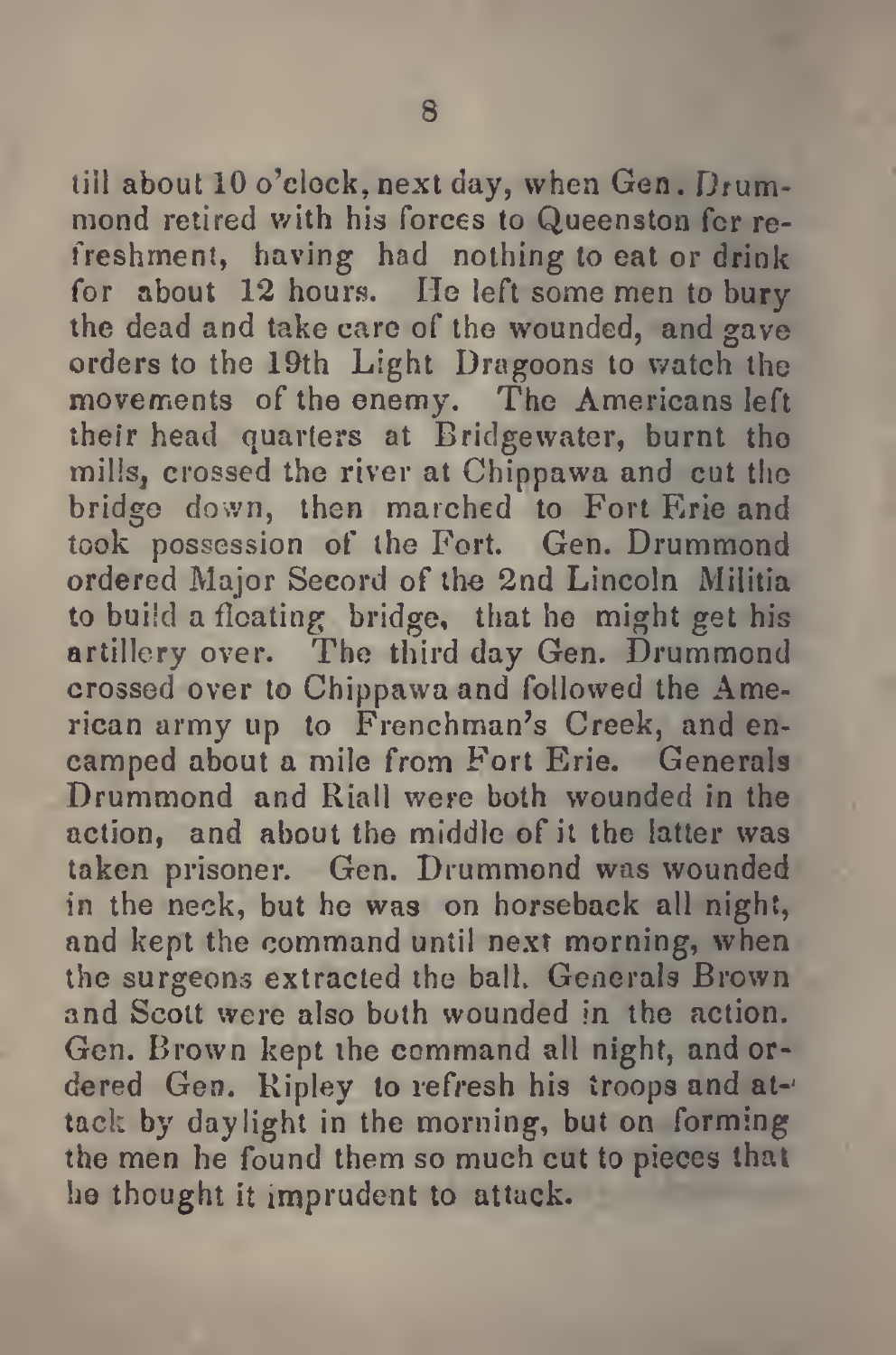till about 10 o'clock, next day, when Gen. Drummond retired with his forces to Queenston for refreshment, having had nothing to eat or drink for about 12 hours. He left some men to bury the dead and take care of the wounded, and gave orders to the 19th Light Dragoons to watch the movements of the enemy. The Americans left their head quarters at Bridgewater, burnt the mills, crossed the river at Chippawa and cut the bridge down, then marched to Fort Erie and took possession of the Fort. Gen. Drummond ordered Major Secord of the 2nd Lincoln Militia to build a floating bridge, that he might get his artillery over. The third day Gen. Drummond crossed over to Chippawa and followed the American army up to Frenchman's Creek, and encamped about a mile from Fort Erie. Generals Drummond and Riall were both wounded in the action, and about the middle of it the latter was taken prisoner. Gen. Drummond was wounded in the neck, but he was on horseback all night, and kept the command until next morning, when the surgeons extracted the ball. Generals Brown and Scott were also both wounded in the action. Gen. Brown kept the command all night, and ordered Gen. Ripley to refresh his troops and attack by daylight in the morning, but on forming the men he found them so much cut to pieces that he thought it imprudent to attack.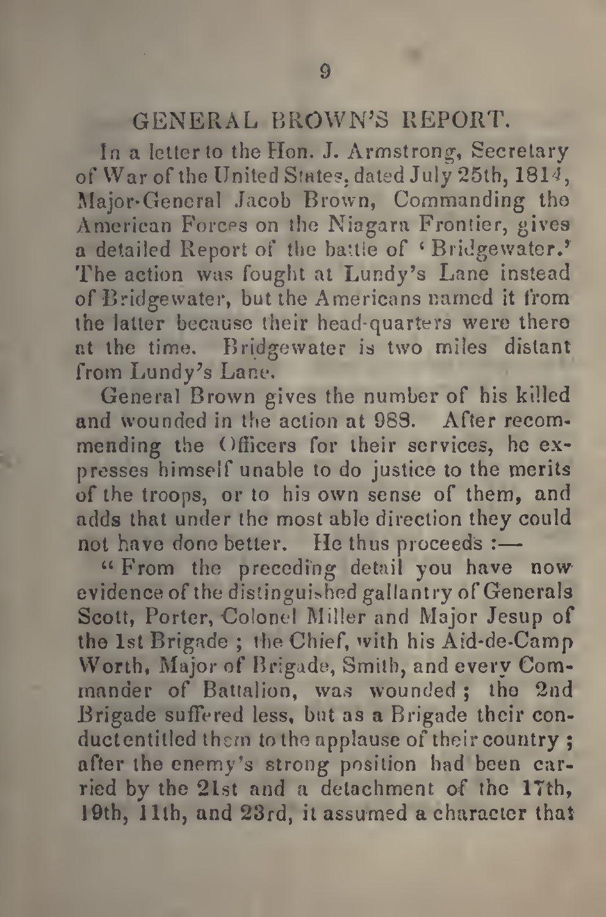## GENERAL BROWN'S REPORT.

In a letter to the Hon. J. Armstrong, Secretary of War of the United States, dated July 25th, 1814, Major-General Jacob Brown, Commanding the American Forces on the Niagara Frontier, gives a detailed Report of the battle of 'Bridgewater.' The action was fought at Lundy's Lane instead of Bridgewater, but the Americans named it from the latter because their head-quarters were there at the time. Bridgewater is two miles distant from Lundy's Lane.

General Brown gives the number of his killed and wounded in the action at 988. After recommending the Officers for their services, he expresses himself unable to do justice to the merits of the troops, or to his own sense of them, and adds that under the most able direction they could not have done better. He thus proceeds :—

"From the preceding detail you have now evidence of the distinguished gallantry of Generals Scott, Porter, Colonel Miller and Major Jesup of the 1st Brigade ; the Chief, with his Aid-de-Camp Worth, Major of Brigade, Smith, and every Commander of Battalion, was wounded ; the 2nd Brigade suffered less, but as a Brigade their conductentitled them to the applause of their country ; after the enemy's strong position had been carried by the 21st and a detachment of the 17th, 19th, 11th, and 23rd, it assumed a character that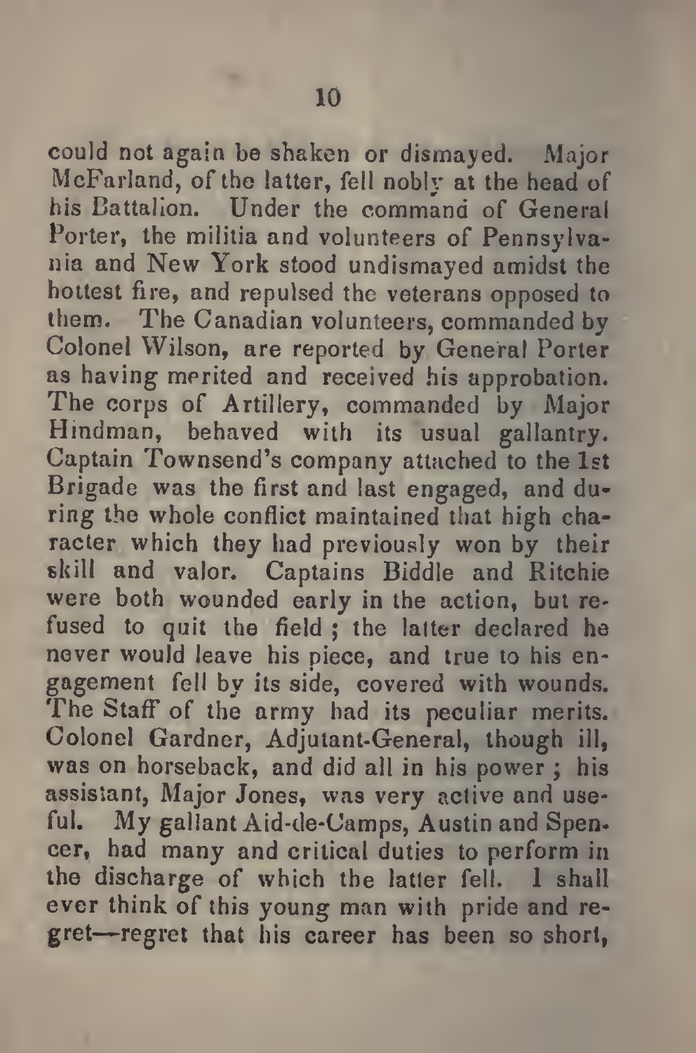could not again be shaken or dismayed. Major McFarland, of the latter, fell nobly at the head of his Battalion. Under the command of General Porter, the militia and volunteers of Pennsylvania and New York stood undismayed amidst the hottest fire, and repulsed the veterans opposed to them. The Canadian volunteers, commanded by Colonel Wilson, are reported by General Porter as having merited and received his approbation. The corps of Artillery, commanded by Major Hindman, behaved with its usual gallantry. Captain Townsend's company attached to the 1st Brigade was the first and last engaged, and during the whole conflict maintained that high character which they had previously won by their skill and valor. Captains Biddle and Ritchie were both wounded early in the action, but refused to quit the field; the latter declared he never would leave his piece, and true to his engagement fell by its side, covered with wounds. The Staff of the army had its peculiar merits. Colonel Gardner, Adjutant-General, though ill, was on horseback, and did all in his power; his assistant, Major Jones, was very active and useful. My gallant Aid-de-Camps, Austin and Spencer, had many and critical duties to perform in the discharge of which the latter fell. I shall ever think of this young man with pride and regret—regret that his career has been so short,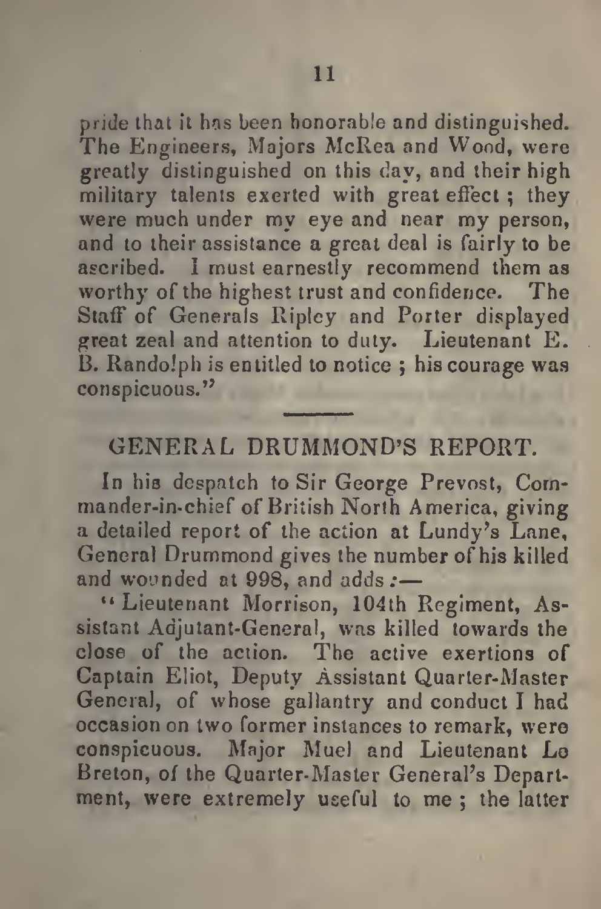pride that it has been honorable and distinguished. The Engineers, Majors McRea and Wood, were greatly distinguished on this day, and their high military talents exerted with great effect; they were much under my eye and near my person, and to their assistance a great deal is fairly to be ascribed. I must earnestly recommend them as worthy of the highest trust and confidence. The Staff of Generals Ripley and Porter displayed great zeal and attention to duty. Lieutenant E. B. Randolph is entitled to notice; his courage was conspicuous."

---

## GENERAL DRUMMOND'S REPORT.

In his despatch to Sir George Prevost, Commander-in-chief of British North America, giving a detailed report of the action at Lundy's Lane, General Drummond gives the number of his killed and wounded at 998, and adds:—

"Lieutenant Morrison, 104th Regiment, Assistant Adjutant-General, was killed towards the close of the action. The active exertions of Captain Eliot, Deputy Assistant Quarter-Master General, of whose gallantry and conduct I had occasion on two former instances to remark, were conspicuous. Major Muel and Lieutenant Le Breton, of the Quarter-Master General's Department, were extremely useful to me; the latter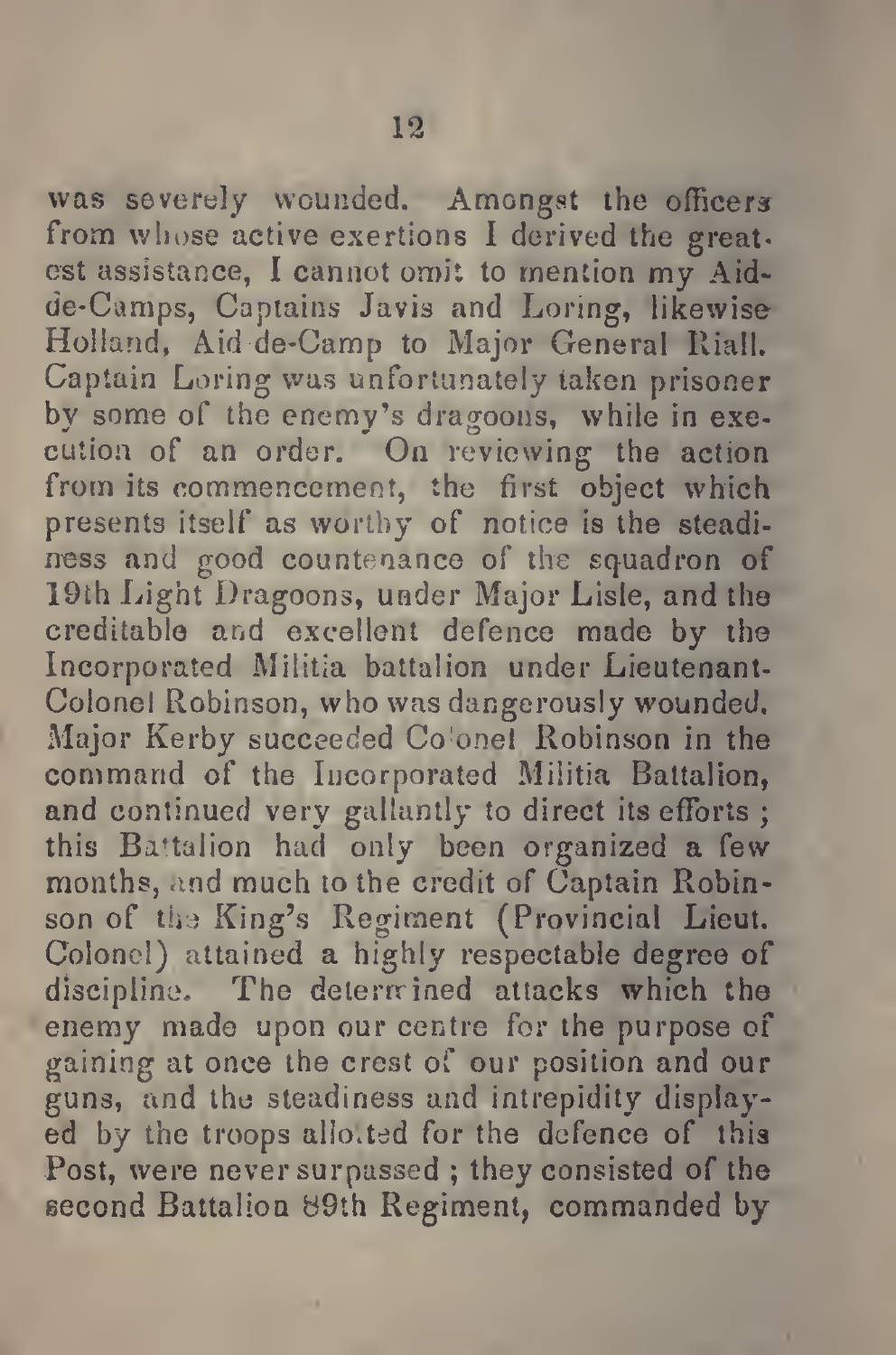was severely wounded. Amongst the officers from whose active exertions I derived the greatest assistance, I cannot omit to mention my Aid-de-Camps, Captains Javis and Loring, likewise Holland, Aid-de-Camp to Major General Riall. Captain Loring was unfortunately taken prisoner by some of the enemy's dragoons, while in execution of an order. On reviewing the action from its commencement, the first object which presents itself as worthy of notice is the steadiness and good countenance of the squadron of 19th Light Dragoons, under Major Lisle, and the creditable and excellent defence made by the Incorporated Militia battalion under Lieutenant-Colonel Robinson, who was dangerously wounded. Major Kerby succeeded Colonel Robinson in the command of the Incorporated Militia Battalion, and continued very gallantly to direct its efforts ; this Battalion had only been organized a few months, and much to the credit of Captain Robinson of the King's Regiment (Provincial Lieut. Colonel) attained a highly respectable degree of discipline. The determined attacks which the enemy made upon our centre for the purpose of gaining at once the crest of our position and our guns, and the steadiness and intrepidity displayed by the troops allotted for the defence of this Post, were never surpassed ; they consisted of the second Battalion 89th Regiment, commanded by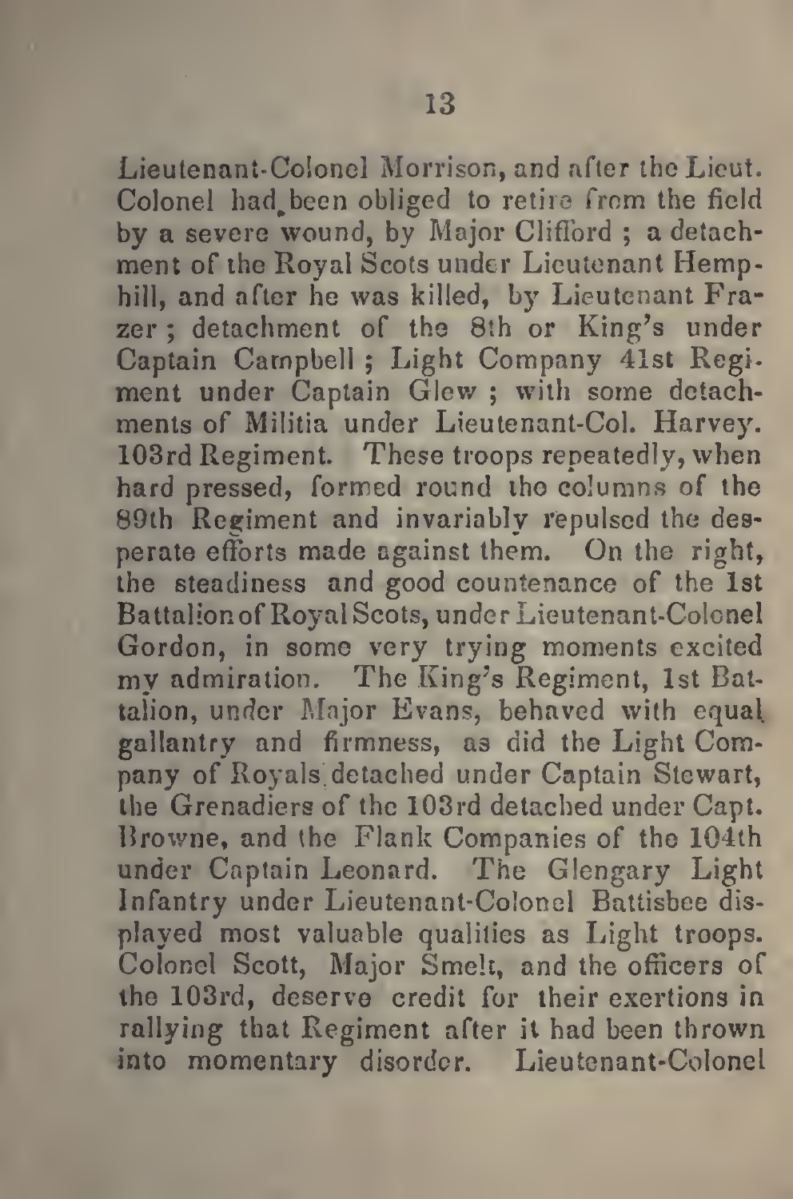Lieutenant-Colonel Morrison, and after the Lieut. Colonel had been obliged to retire from the field by a severe wound, by Major Clifford ; a detachment of the Royal Scots under Lieutenant Hemphill, and after he was killed, by Lieutenant Frazer ; detachment of the 8th or King's under Captain Campbell ; Light Company 41st Regiment under Captain Glew ; with some detachments of Militia under Lieutenant-Col. Harvey. 103rd Regiment. These troops repeatedly, when hard pressed, formed round the columns of the 89th Regiment and invariably repulsed the desperate efforts made against them. On the right, the steadiness and good countenance of the 1st Battalion of Royal Scots, under Lieutenant-Colonel Gordon, in some very trying moments excited my admiration. The King's Regiment, 1st Battalion, under Major Evans, behaved with equal gallantry and firmness, as did the Light Company of Royals detached under Captain Stewart, the Grenadiers of the 103rd detached under Capt. Browne, and the Flank Companies of the 104th under Captain Leonard. The Glengary Light Infantry under Lieutenant-Colonel Battisbee displayed most valuable qualities as Light troops. Colonel Scott, Major Smelt, and the officers of the 103rd, deserve credit for their exertions in rallying that Regiment after it had been thrown into momentary disorder. Lieutenant-Colonel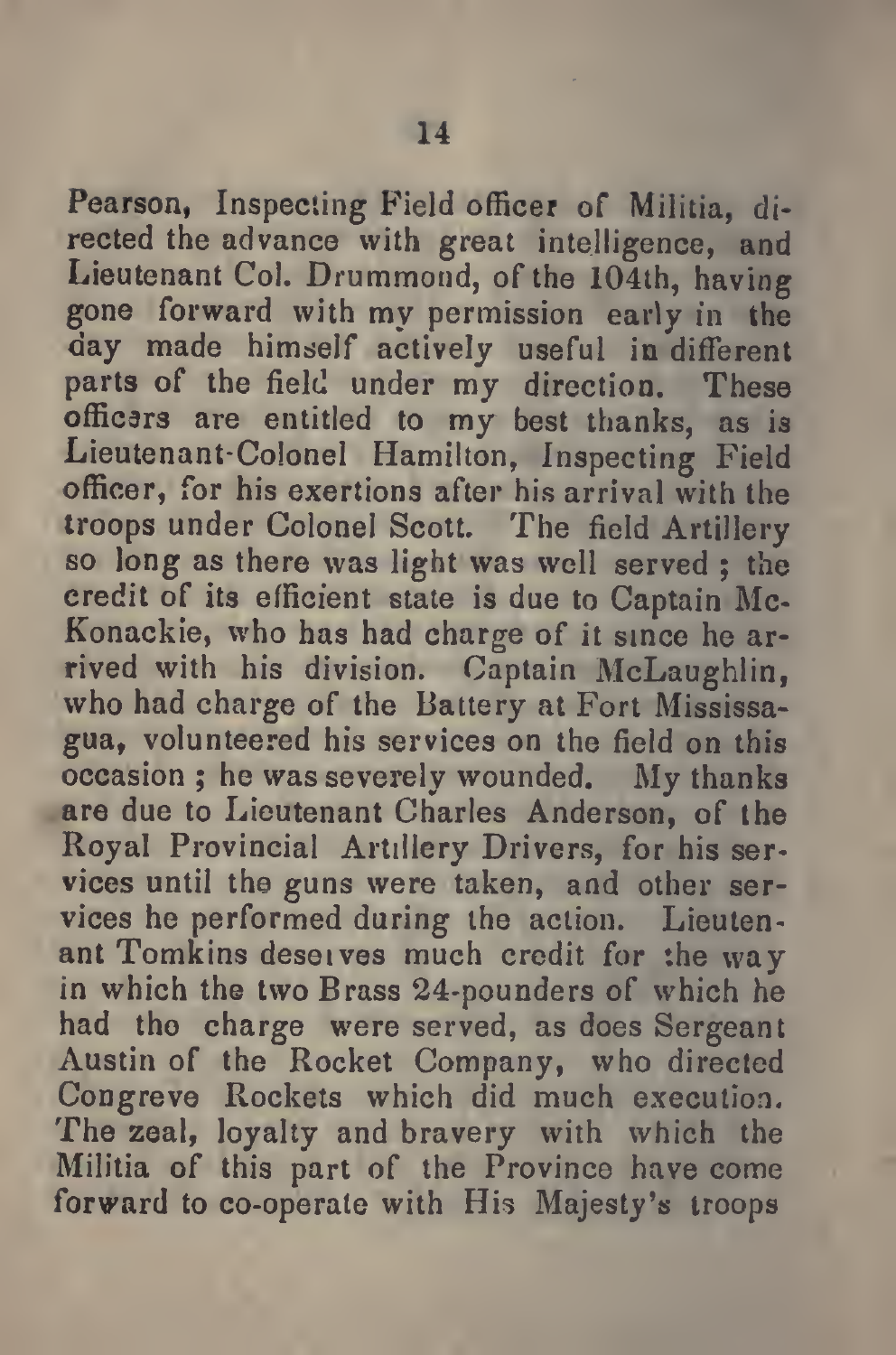Pearson, Inspecting Field officer of Militia, directed the advance with great intelligence, and Lieutenant Col. Drummond, of the 104th, having gone forward with my permission early in the day made himself actively useful in different parts of the field under my direction. These officers are entitled to my best thanks, as is Lieutenant-Colonel Hamilton, Inspecting Field officer, for his exertions after his arrival with the troops under Colonel Scott. The field Artillery so long as there was light was well served ; the credit of its efficient state is due to Captain McKonackie, who has had charge of it since he arrived with his division. Captain McLaughlin, who had charge of the Battery at Fort Mississagua, volunteered his services on the field on this occasion ; he was severely wounded. My thanks are due to Lieutenant Charles Anderson, of the Royal Provincial Artillery Drivers, for his services until the guns were taken, and other services he performed during the action. Lieutenant Tomkins deserves much credit for the way in which the two Brass 24-pounders of which he had the charge were served, as does Sergeant Austin of the Rocket Company, who directed Congreve Rockets which did much execution. The zeal, loyalty and bravery with which the Militia of this part of the Province have come forward to co-operate with His Majesty's troops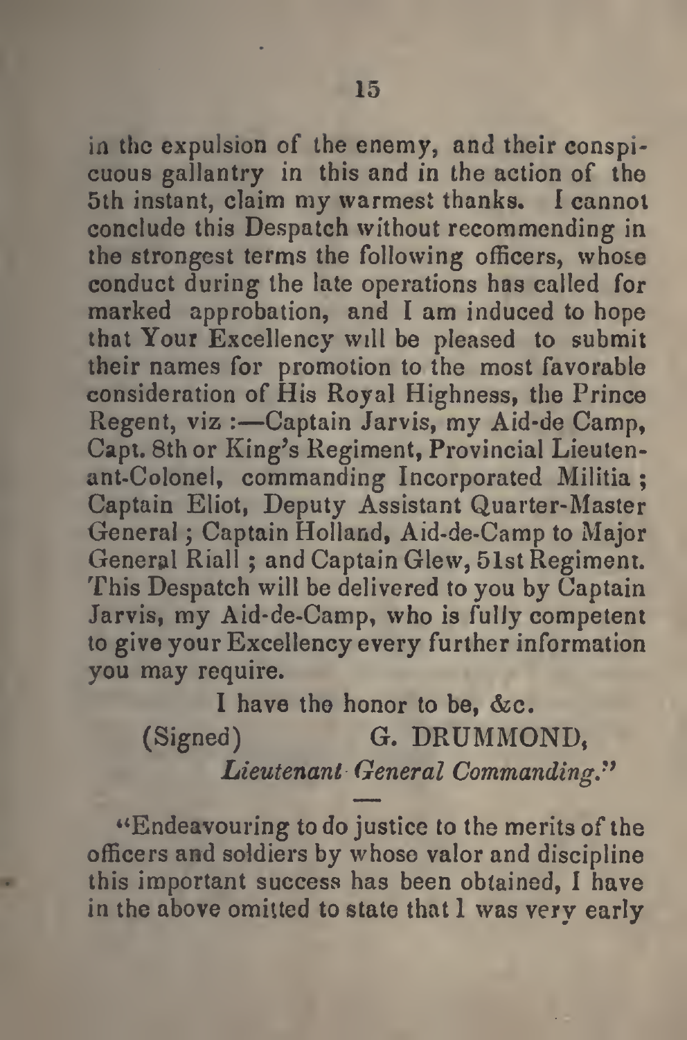in the expulsion of the enemy, and their conspicuous gallantry in this and in the action of the 5th instant, claim my warmest thanks. I cannot conclude this Despatch without recommending in the strongest terms the following officers, whose conduct during the late operations has called for marked approbation, and I am induced to hope that Your Excellency will be pleased to submit their names for promotion to the most favorable consideration of His Royal Highness, the Prince Regent, viz :—Captain Jarvis, my Aid-de Camp, Capt. 8th or King's Regiment, Provincial Lieutenant-Colonel, commanding Incorporated Militia ; Captain Eliot, Deputy Assistant Quarter-Master General ; Captain Holland, Aid-de-Camp to Major General Riall ; and Captain Glew, 51st Regiment. This Despatch will be delivered to you by Captain Jarvis, my Aid-de-Camp, who is fully competent to give your Excellency every further information you may require.

I have the honor to be, &c.

(Signed) G. DRUMMOND,

*Lieutenant General Commanding.*"

---

"Endeavouring to do justice to the merits of the officers and soldiers by whose valor and discipline this important success has been obtained, I have in the above omitted to state that I was very early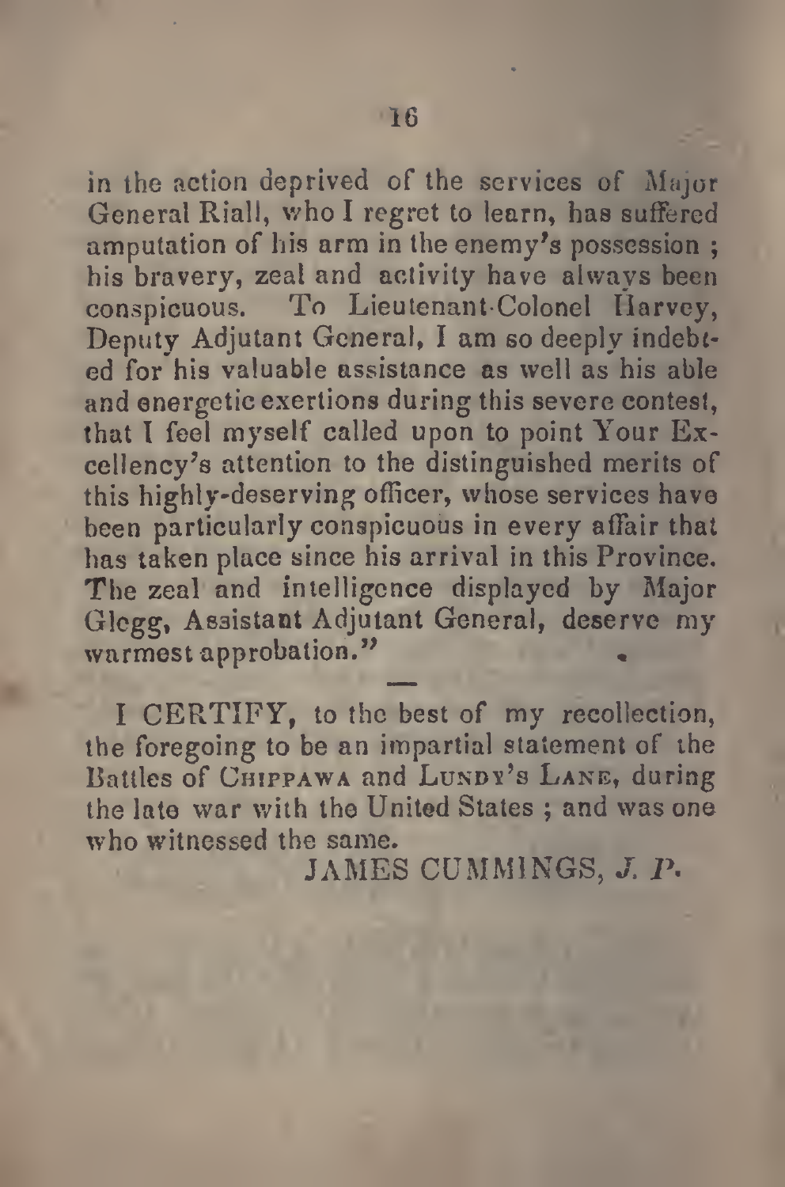in the action deprived of the services of Major General Riall, who I regret to learn, has suffered amputation of his arm in the enemy's possession; his bravery, zeal and activity have always been conspicuous. To Lieutenant-Colonel Harvey, Deputy Adjutant General, I am so deeply indebted for his valuable assistance as well as his able and energetic exertions during this severe contest, that I feel myself called upon to point Your Excellency's attention to the distinguished merits of this highly-deserving officer, whose services have been particularly conspicuous in every affair that has taken place since his arrival in this Province. The zeal and intelligence displayed by Major Glegg, Assistant Adjutant General, deserve my warmest approbation."

---

I CERTIFY, to the best of my recollection, the foregoing to be an impartial statement of the Battles of CHIPPAWA and LUNDY'S LANE, during the late war with the United States; and was one who witnessed the same.

JAMES CUMMINGS, *J. P.*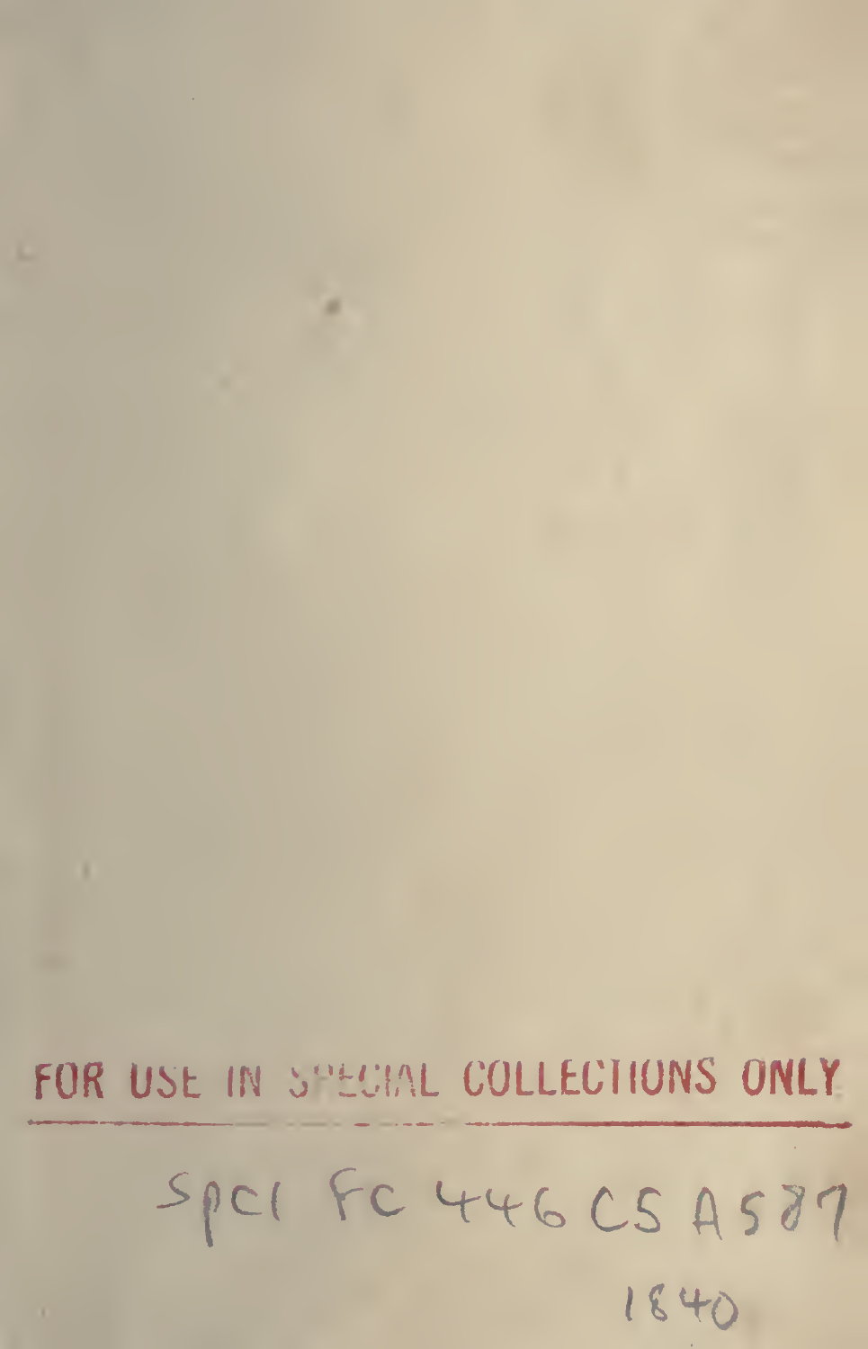FOR USE IN SPECIAL COLLECTIONS ONLY

Spcl FC 446 C5 A587

1840